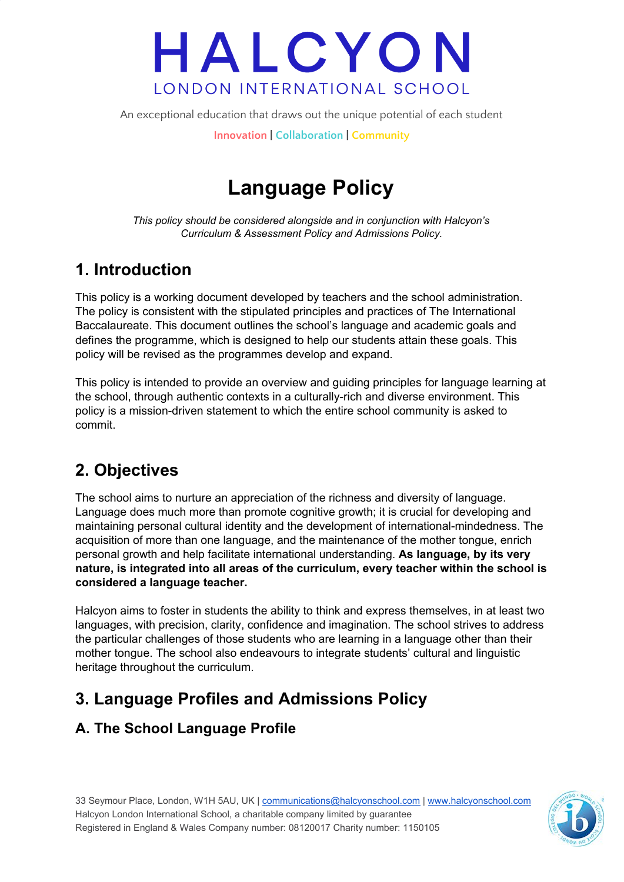# HALCYON

LONDON INTERNATIONAL SCHOOL

An exceptional education that draws out the unique potential of each student

Innovation | Collaboration | Community

# Language Policy

*This policy should be considered alongside and in conjunction with Halcyon's Curriculum & Assessment Policy and Admissions Policy.*

## 1. Introduction

This policy is a working document developed by teachers and the school administration. The policy is consistent with the stipulated principles and practices of The International Baccalaureate. This document outlines the school's language and academic goals and defines the programme, which is designed to help our students attain these goals. This policy will be revised as the programmes develop and expand.

This policy is intended to provide an overview and guiding principles for language learning at the school, through authentic contexts in a culturally-rich and diverse environment. This policy is a mission-driven statement to which the entire school community is asked to commit.

## 2. Objectives

The school aims to nurture an appreciation of the richness and diversity of language. Language does much more than promote cognitive growth; it is crucial for developing and maintaining personal cultural identity and the development of international-mindedness. The acquisition of more than one language, and the maintenance of the mother tongue, enrich personal growth and help facilitate international understanding. **As language, by its very nature, is integrated into all areas of the curriculum, every teacher within the school is considered a language teacher.**

Halcyon aims to foster in students the ability to think and express themselves, in at least two languages, with precision, clarity, confidence and imagination. The school strives to address the particular challenges of those students who are learning in a language other than their mother tongue. The school also endeavours to integrate students' cultural and linguistic heritage throughout the curriculum.

## 3. Language Profiles and Admissions Policy

### A. The School Language Profile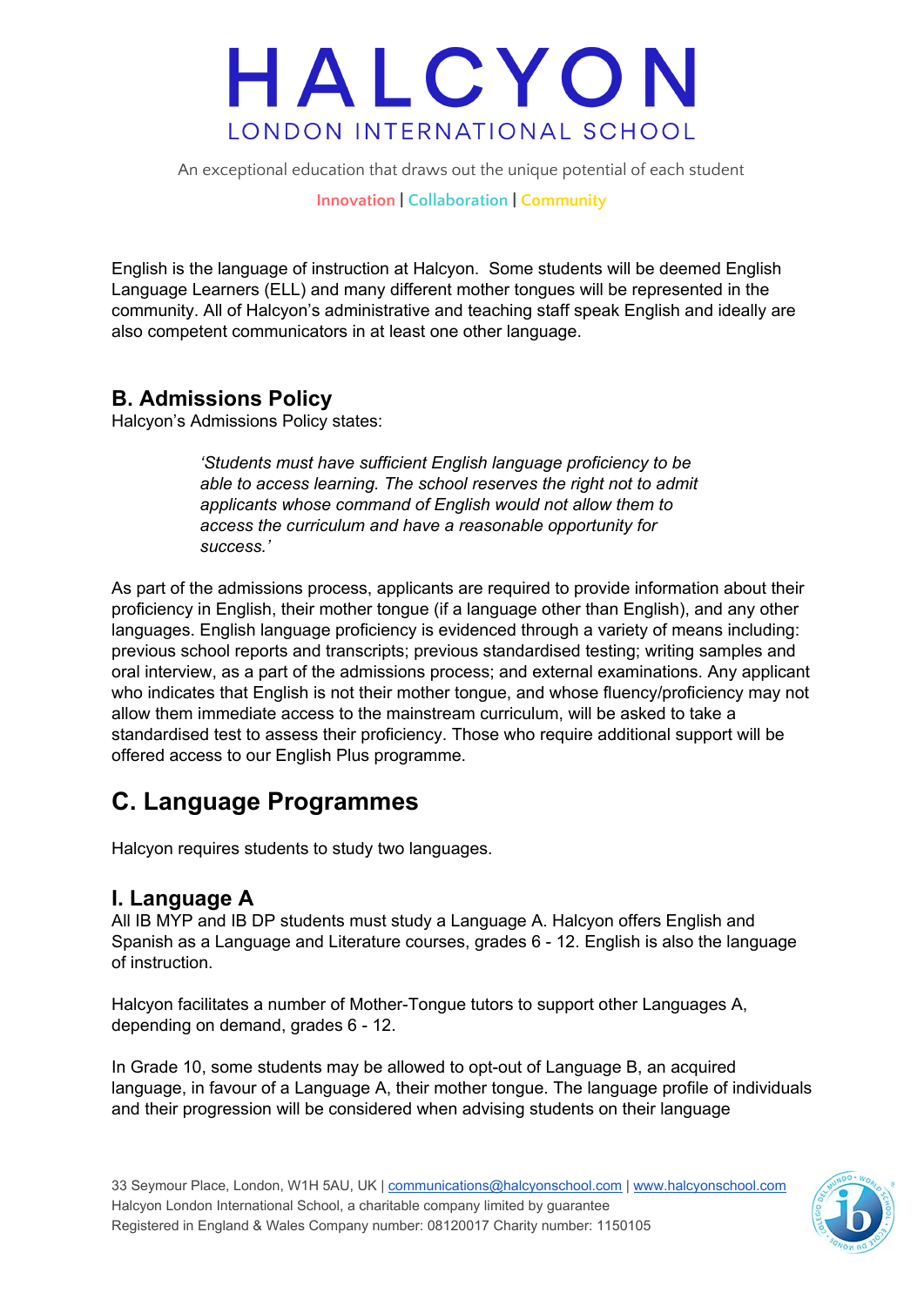English is the language of instruction at Halcyon. Some students will be deemed English Language Learners (ELL) and many different mother tongues will be represented in the community. All of Halcyon's administrative and teaching staff speak English and ideally are also competent communicators in at least one other language.

### B. Admissions Policy

Halcyon's Admissions Policy states:

> *'Students must have sufficient English language proficiency to be able to access learning. The school reserves the right not to admit applicants whose command of English would not allow them to access the curriculum and have a reasonable opportunity for success.'*

As part of the admissions process, applicants are required to provide information about their proficiency in English, their mother tongue (if a language other than English), and any other languages. English language proficiency is evidenced through a variety of means including: previous school reports and transcripts; previous standardised testing; writing samples and oral interview, as a part of the admissions process; and external examinations. Any applicant who indicates that English is not their mother tongue, and whose fluency/proficiency may not allow them immediate access to the mainstream curriculum, will be asked to take a standardised test to assess their proficiency. Those who require additional support will be offered access to our English Plus programme.

## C. Language Programmes

Halcyon requires students to study two languages.

### I. Language A

All IB MYP and IB DP students must study a Language A. Halcyon offers English and Spanish as a Language and Literature courses, grades 6 - 12. English is also the language of instruction.

Halcyon facilitates a number of Mother-Tongue tutors to support other Languages A, depending on demand, grades 6 - 12.

In Grade 10, some students may be allowed to opt-out of Language B, an acquired language, in favour of a Language A, their mother tongue. The language profile of individuals and their progression will be considered when advising students on their language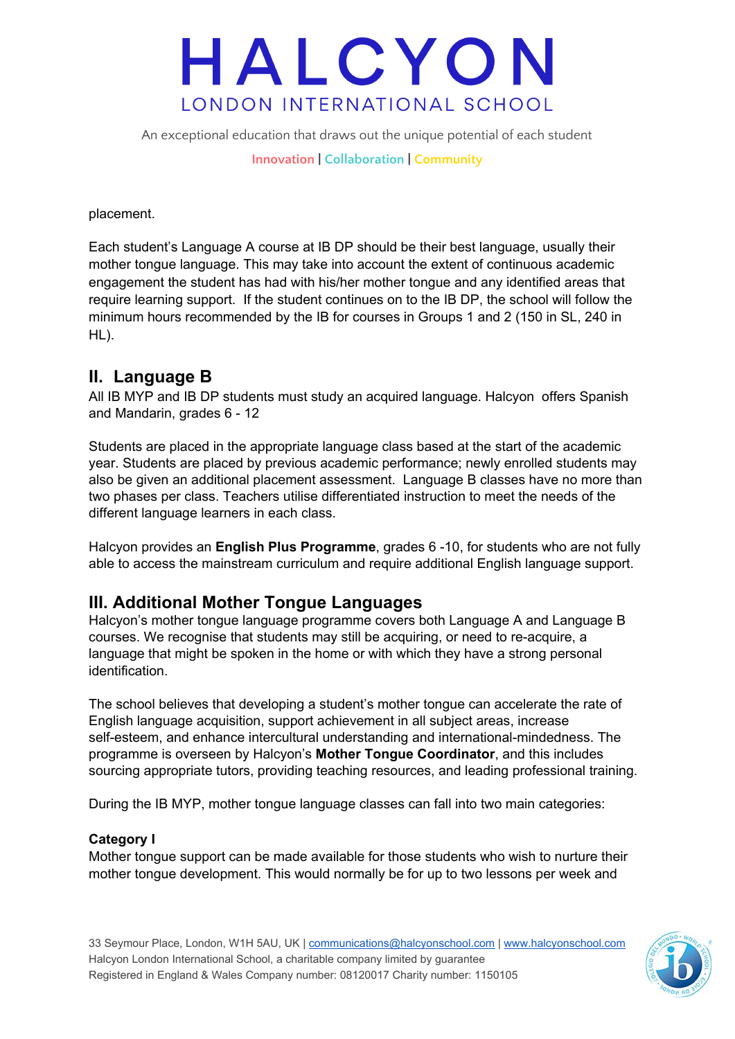placement.

Each student's Language A course at IB DP should be their best language, usually their mother tongue language. This may take into account the extent of continuous academic engagement the student has had with his/her mother tongue and any identified areas that require learning support. If the student continues on to the IB DP, the school will follow the minimum hours recommended by the IB for courses in Groups 1 and 2 (150 in SL, 240 in HL).

## II. Language B

All IB MYP and IB DP students must study an acquired language. Halcyon offers Spanish and Mandarin, grades 6 - 12

Students are placed in the appropriate language class based at the start of the academic year. Students are placed by previous academic performance; newly enrolled students may also be given an additional placement assessment. Language B classes have no more than two phases per class. Teachers utilise differentiated instruction to meet the needs of the different language learners in each class.

Halcyon provides an **English Plus Programme**, grades 6 -10, for students who are not fully able to access the mainstream curriculum and require additional English language support.

## III. Additional Mother Tongue Languages

Halcyon's mother tongue language programme covers both Language A and Language B courses. We recognise that students may still be acquiring, or need to re-acquire, a language that might be spoken in the home or with which they have a strong personal identification.

The school believes that developing a student's mother tongue can accelerate the rate of English language acquisition, support achievement in all subject areas, increase self-esteem, and enhance intercultural understanding and international-mindedness. The programme is overseen by Halcyon's **Mother Tongue Coordinator**, and this includes sourcing appropriate tutors, providing teaching resources, and leading professional training.

During the IB MYP, mother tongue language classes can fall into two main categories:

**Category I**

Mother tongue support can be made available for those students who wish to nurture their mother tongue development. This would normally be for up to two lessons per week and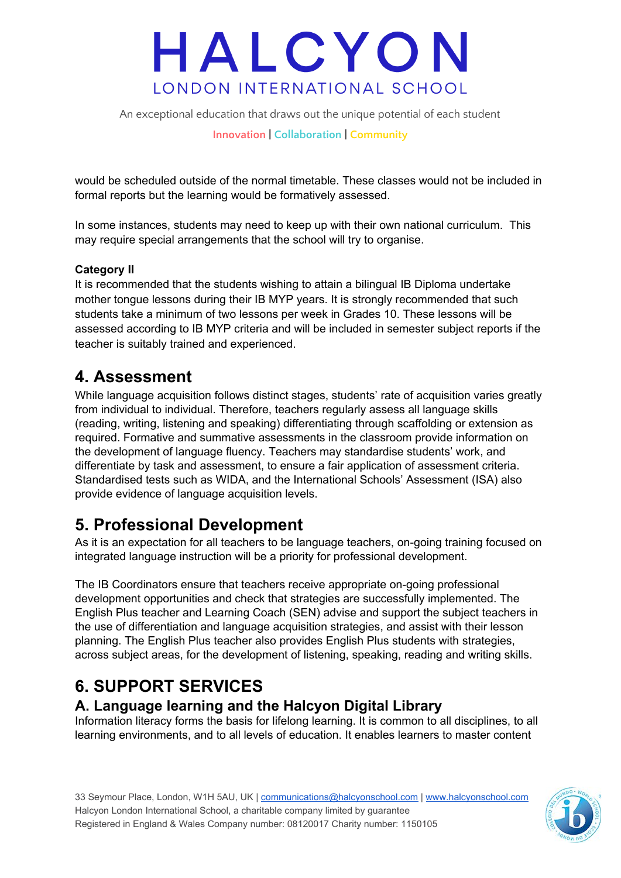would be scheduled outside of the normal timetable. These classes would not be included in formal reports but the learning would be formatively assessed.

In some instances, students may need to keep up with their own national curriculum. This may require special arrangements that the school will try to organise.

**Category II**

It is recommended that the students wishing to attain a bilingual IB Diploma undertake mother tongue lessons during their IB MYP years. It is strongly recommended that such students take a minimum of two lessons per week in Grades 10. These lessons will be assessed according to IB MYP criteria and will be included in semester subject reports if the teacher is suitably trained and experienced.

## 4. Assessment

While language acquisition follows distinct stages, students' rate of acquisition varies greatly from individual to individual. Therefore, teachers regularly assess all language skills (reading, writing, listening and speaking) differentiating through scaffolding or extension as required. Formative and summative assessments in the classroom provide information on the development of language fluency. Teachers may standardise students' work, and differentiate by task and assessment, to ensure a fair application of assessment criteria. Standardised tests such as WIDA, and the International Schools' Assessment (ISA) also provide evidence of language acquisition levels.

## 5. Professional Development

As it is an expectation for all teachers to be language teachers, on-going training focused on integrated language instruction will be a priority for professional development.

The IB Coordinators ensure that teachers receive appropriate on-going professional development opportunities and check that strategies are successfully implemented. The English Plus teacher and Learning Coach (SEN) advise and support the subject teachers in the use of differentiation and language acquisition strategies, and assist with their lesson planning. The English Plus teacher also provides English Plus students with strategies, across subject areas, for the development of listening, speaking, reading and writing skills.

## 6. SUPPORT SERVICES

### A. Language learning and the Halcyon Digital Library

Information literacy forms the basis for lifelong learning. It is common to all disciplines, to all learning environments, and to all levels of education. It enables learners to master content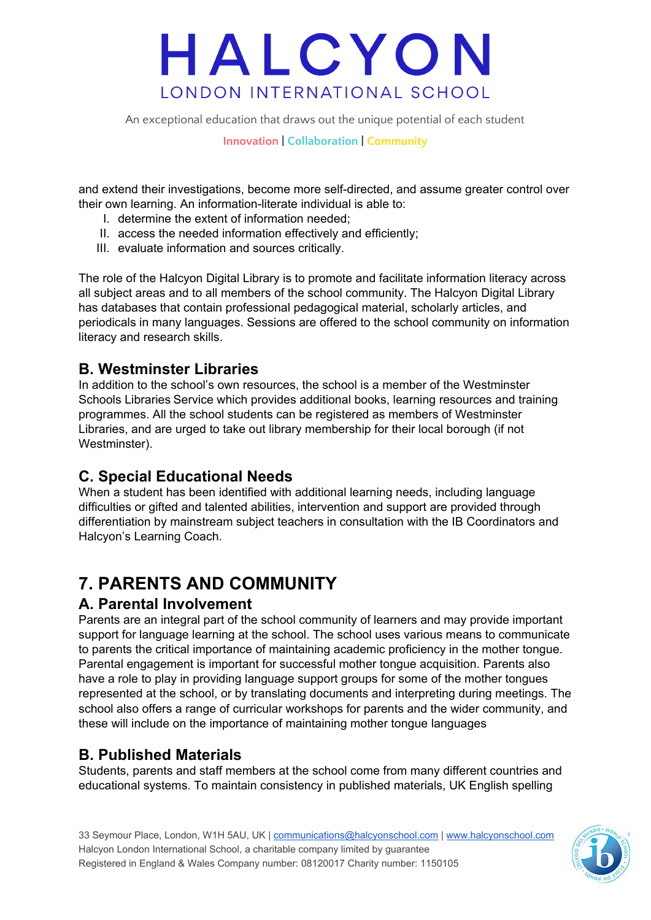and extend their investigations, become more self-directed, and assume greater control over their own learning. An information-literate individual is able to:

I. determine the extent of information needed;
II. access the needed information effectively and efficiently;
III. evaluate information and sources critically.

The role of the Halcyon Digital Library is to promote and facilitate information literacy across all subject areas and to all members of the school community. The Halcyon Digital Library has databases that contain professional pedagogical material, scholarly articles, and periodicals in many languages. Sessions are offered to the school community on information literacy and research skills.

### B. Westminster Libraries

In addition to the school's own resources, the school is a member of the Westminster Schools Libraries Service which provides additional books, learning resources and training programmes. All the school students can be registered as members of Westminster Libraries, and are urged to take out library membership for their local borough (if not Westminster).

### C. Special Educational Needs

When a student has been identified with additional learning needs, including language difficulties or gifted and talented abilities, intervention and support are provided through differentiation by mainstream subject teachers in consultation with the IB Coordinators and Halcyon's Learning Coach.

## 7. PARENTS AND COMMUNITY

### A. Parental Involvement

Parents are an integral part of the school community of learners and may provide important support for language learning at the school. The school uses various means to communicate to parents the critical importance of maintaining academic proficiency in the mother tongue. Parental engagement is important for successful mother tongue acquisition. Parents also have a role to play in providing language support groups for some of the mother tongues represented at the school, or by translating documents and interpreting during meetings. The school also offers a range of curricular workshops for parents and the wider community, and these will include on the importance of maintaining mother tongue languages

### B. Published Materials

Students, parents and staff members at the school come from many different countries and educational systems. To maintain consistency in published materials, UK English spelling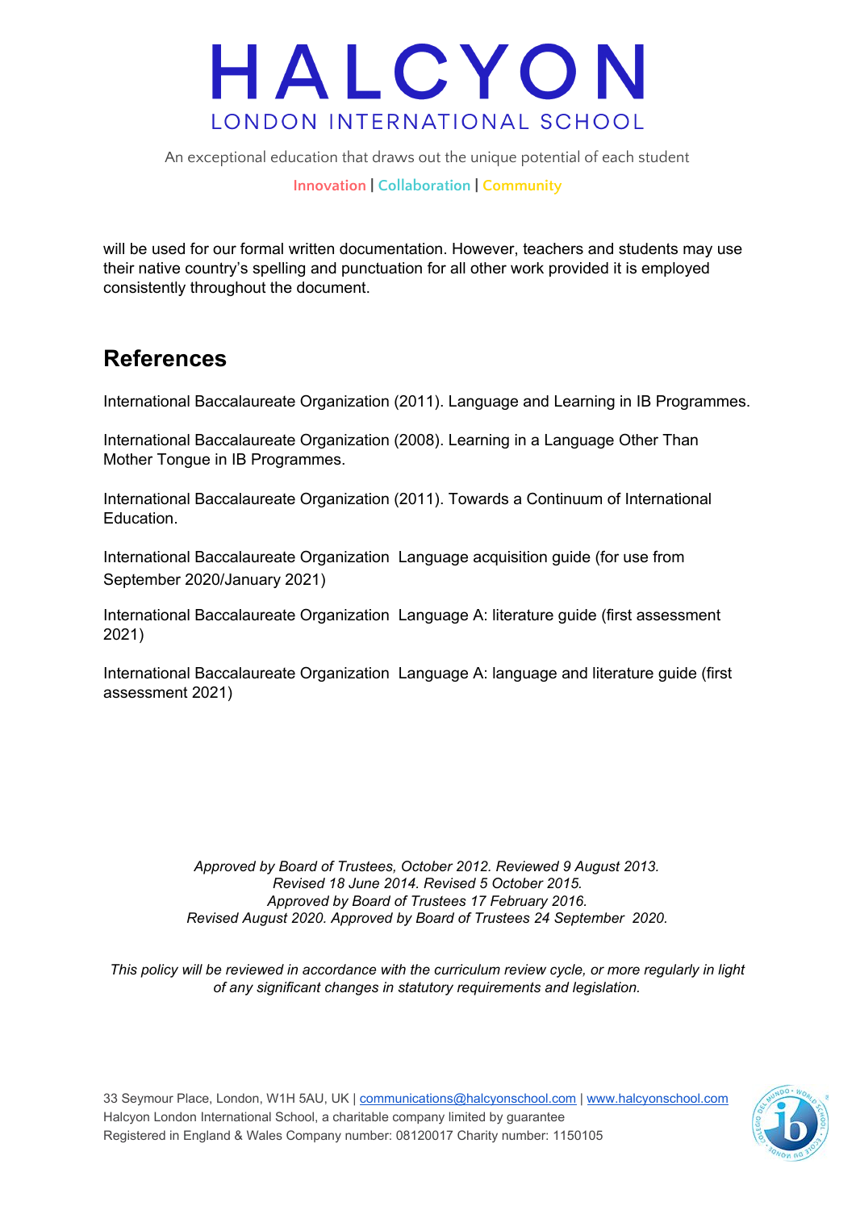will be used for our formal written documentation. However, teachers and students may use their native country's spelling and punctuation for all other work provided it is employed consistently throughout the document.

## References

International Baccalaureate Organization (2011). Language and Learning in IB Programmes.

International Baccalaureate Organization (2008). Learning in a Language Other Than Mother Tongue in IB Programmes.

International Baccalaureate Organization (2011). Towards a Continuum of International Education.

International Baccalaureate Organization Language acquisition guide (for use from September 2020/January 2021)

International Baccalaureate Organization Language A: literature guide (first assessment 2021)

International Baccalaureate Organization Language A: language and literature guide (first assessment 2021)

*Approved by Board of Trustees, October 2012. Reviewed 9 August 2013.*
*Revised 18 June 2014. Revised 5 October 2015.*
*Approved by Board of Trustees 17 February 2016.*
*Revised August 2020. Approved by Board of Trustees 24 September 2020.*

*This policy will be reviewed in accordance with the curriculum review cycle, or more regularly in light of any significant changes in statutory requirements and legislation.*